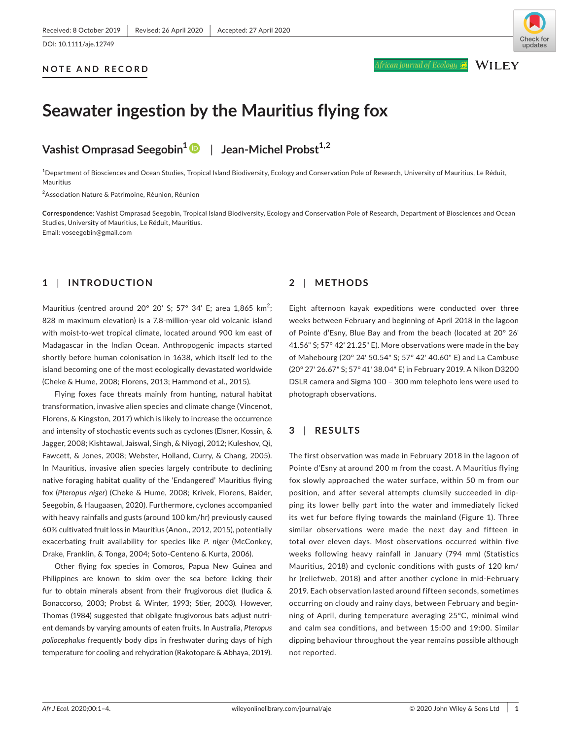Received: 8 October 2019 | Revised: 26 April 2020 | Accepted: 27 April 2020

DOI: 10.1111/aje.12749

**NOTE AND RECORD**

# Seawater ingestion by the Mauritius flying fox

**Vashist Omprasad Seegobin**[1] | **Jean-Michel Probst**[1,2]

[1]Department of Biosciences and Ocean Studies, Tropical Island Biodiversity, Ecology and Conservation Pole of Research, University of Mauritius, Le Réduit, Mauritius

[2]Association Nature & Patrimoine, Réunion, Réunion

**Correspondence**: Vashist Omprasad Seegobin, Tropical Island Biodiversity, Ecology and Conservation Pole of Research, Department of Biosciences and Ocean Studies, University of Mauritius, Le Réduit, Mauritius.
Email: voseegobin@gmail.com

## 1 | INTRODUCTION

Mauritius (centred around 20° 20' S; 57° 34' E; area 1,865 km$^2$; 828 m maximum elevation) is a 7.8-million-year old volcanic island with moist-to-wet tropical climate, located around 900 km east of Madagascar in the Indian Ocean. Anthropogenic impacts started shortly before human colonisation in 1638, which itself led to the island becoming one of the most ecologically devastated worldwide (Cheke & Hume, 2008; Florens, 2013; Hammond et al., 2015).

Flying foxes face threats mainly from hunting, natural habitat transformation, invasive alien species and climate change (Vincenot, Florens, & Kingston, 2017) which is likely to increase the occurrence and intensity of stochastic events such as cyclones (Elsner, Kossin, & Jagger, 2008; Kishtawal, Jaiswal, Singh, & Niyogi, 2012; Kuleshov, Qi, Fawcett, & Jones, 2008; Webster, Holland, Curry, & Chang, 2005). In Mauritius, invasive alien species largely contribute to declining native foraging habitat quality of the 'Endangered' Mauritius flying fox (*Pteropus niger*) (Cheke & Hume, 2008; Krivek, Florens, Baider, Seegobin, & Haugaasen, 2020). Furthermore, cyclones accompanied with heavy rainfalls and gusts (around 100 km/hr) previously caused 60% cultivated fruit loss in Mauritius (Anon., 2012, 2015), potentially exacerbating fruit availability for species like *P. niger* (McConkey, Drake, Franklin, & Tonga, 2004; Soto-Centeno & Kurta, 2006).

Other flying fox species in Comoros, Papua New Guinea and Philippines are known to skim over the sea before licking their fur to obtain minerals absent from their frugivorous diet (Iudica & Bonaccorso, 2003; Probst & Winter, 1993; Stier, 2003). However, Thomas (1984) suggested that obligate frugivorous bats adjust nutrient demands by varying amounts of eaten fruits. In Australia, *Pteropus poliocephalus* frequently body dips in freshwater during days of high temperature for cooling and rehydration (Rakotopare & Abhaya, 2019).

## 2 | METHODS

Eight afternoon kayak expeditions were conducted over three weeks between February and beginning of April 2018 in the lagoon of Pointe d'Esny, Blue Bay and from the beach (located at 20° 26' 41.56" S; 57° 42' 21.25" E). More observations were made in the bay of Mahebourg (20° 24' 50.54" S; 57° 42' 40.60" E) and La Cambuse (20° 27' 26.67" S; 57° 41' 38.04" E) in February 2019. A Nikon D3200 DSLR camera and Sigma 100 – 300 mm telephoto lens were used to photograph observations.

## 3 | RESULTS

The first observation was made in February 2018 in the lagoon of Pointe d'Esny at around 200 m from the coast. A Mauritius flying fox slowly approached the water surface, within 50 m from our position, and after several attempts clumsily succeeded in dipping its lower belly part into the water and immediately licked its wet fur before flying towards the mainland (Figure 1). Three similar observations were made the next day and fifteen in total over eleven days. Most observations occurred within five weeks following heavy rainfall in January (794 mm) (Statistics Mauritius, 2018) and cyclonic conditions with gusts of 120 km/hr (reliefweb, 2018) and after another cyclone in mid-February 2019. Each observation lasted around fifteen seconds, sometimes occurring on cloudy and rainy days, between February and beginning of April, during temperature averaging 25°C, minimal wind and calm sea conditions, and between 15:00 and 19:00. Similar dipping behaviour throughout the year remains possible although not reported.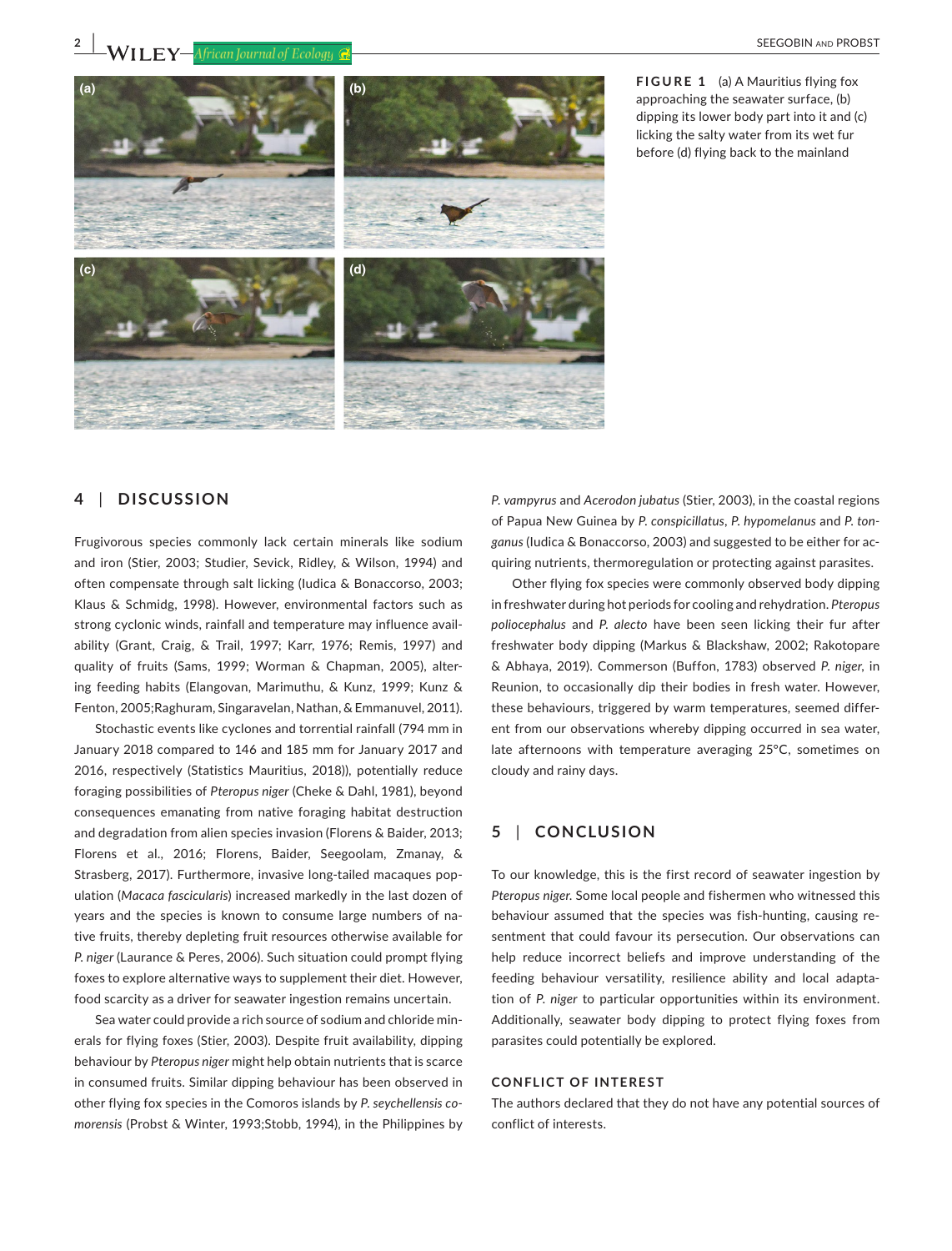FIGURE 1 (a) A Mauritius flying fox approaching the seawater surface, (b) dipping its lower body part into it and (c) licking the salty water from its wet fur before (d) flying back to the mainland

## 4 | DISCUSSION

Frugivorous species commonly lack certain minerals like sodium and iron (Stier, 2003; Studier, Sevick, Ridley, & Wilson, 1994) and often compensate through salt licking (Iudica & Bonaccorso, 2003; Klaus & Schmidg, 1998). However, environmental factors such as strong cyclonic winds, rainfall and temperature may influence availability (Grant, Craig, & Trail, 1997; Karr, 1976; Remis, 1997) and quality of fruits (Sams, 1999; Worman & Chapman, 2005), altering feeding habits (Elangovan, Marimuthu, & Kunz, 1999; Kunz & Fenton, 2005;Raghuram, Singaravelan, Nathan, & Emmanuvel, 2011).

Stochastic events like cyclones and torrential rainfall (794 mm in January 2018 compared to 146 and 185 mm for January 2017 and 2016, respectively (Statistics Mauritius, 2018)), potentially reduce foraging possibilities of *Pteropus niger* (Cheke & Dahl, 1981), beyond consequences emanating from native foraging habitat destruction and degradation from alien species invasion (Florens & Baider, 2013; Florens et al., 2016; Florens, Baider, Seegoolam, Zmanay, & Strasberg, 2017). Furthermore, invasive long-tailed macaques population (*Macaca fascicularis*) increased markedly in the last dozen of years and the species is known to consume large numbers of native fruits, thereby depleting fruit resources otherwise available for *P. niger* (Laurance & Peres, 2006). Such situation could prompt flying foxes to explore alternative ways to supplement their diet. However, food scarcity as a driver for seawater ingestion remains uncertain.

Sea water could provide a rich source of sodium and chloride minerals for flying foxes (Stier, 2003). Despite fruit availability, dipping behaviour by *Pteropus niger* might help obtain nutrients that is scarce in consumed fruits. Similar dipping behaviour has been observed in other flying fox species in the Comoros islands by *P. seychellensis comorensis* (Probst & Winter, 1993;Stobb, 1994), in the Philippines by *P. vampyrus* and *Acerodon jubatus* (Stier, 2003), in the coastal regions of Papua New Guinea by *P. conspicillatus*, *P. hypomelanus* and *P. tonganus* (Iudica & Bonaccorso, 2003) and suggested to be either for acquiring nutrients, thermoregulation or protecting against parasites.

Other flying fox species were commonly observed body dipping in freshwater during hot periods for cooling and rehydration. *Pteropus poliocephalus* and *P. alecto* have been seen licking their fur after freshwater body dipping (Markus & Blackshaw, 2002; Rakotopare & Abhaya, 2019). Commerson (Buffon, 1783) observed *P. niger*, in Reunion, to occasionally dip their bodies in fresh water. However, these behaviours, triggered by warm temperatures, seemed different from our observations whereby dipping occurred in sea water, late afternoons with temperature averaging 25°C, sometimes on cloudy and rainy days.

## 5 | CONCLUSION

To our knowledge, this is the first record of seawater ingestion by *Pteropus niger*. Some local people and fishermen who witnessed this behaviour assumed that the species was fish-hunting, causing resentment that could favour its persecution. Our observations can help reduce incorrect beliefs and improve understanding of the feeding behaviour versatility, resilience ability and local adaptation of *P. niger* to particular opportunities within its environment. Additionally, seawater body dipping to protect flying foxes from parasites could potentially be explored.

### CONFLICT OF INTEREST

The authors declared that they do not have any potential sources of conflict of interests.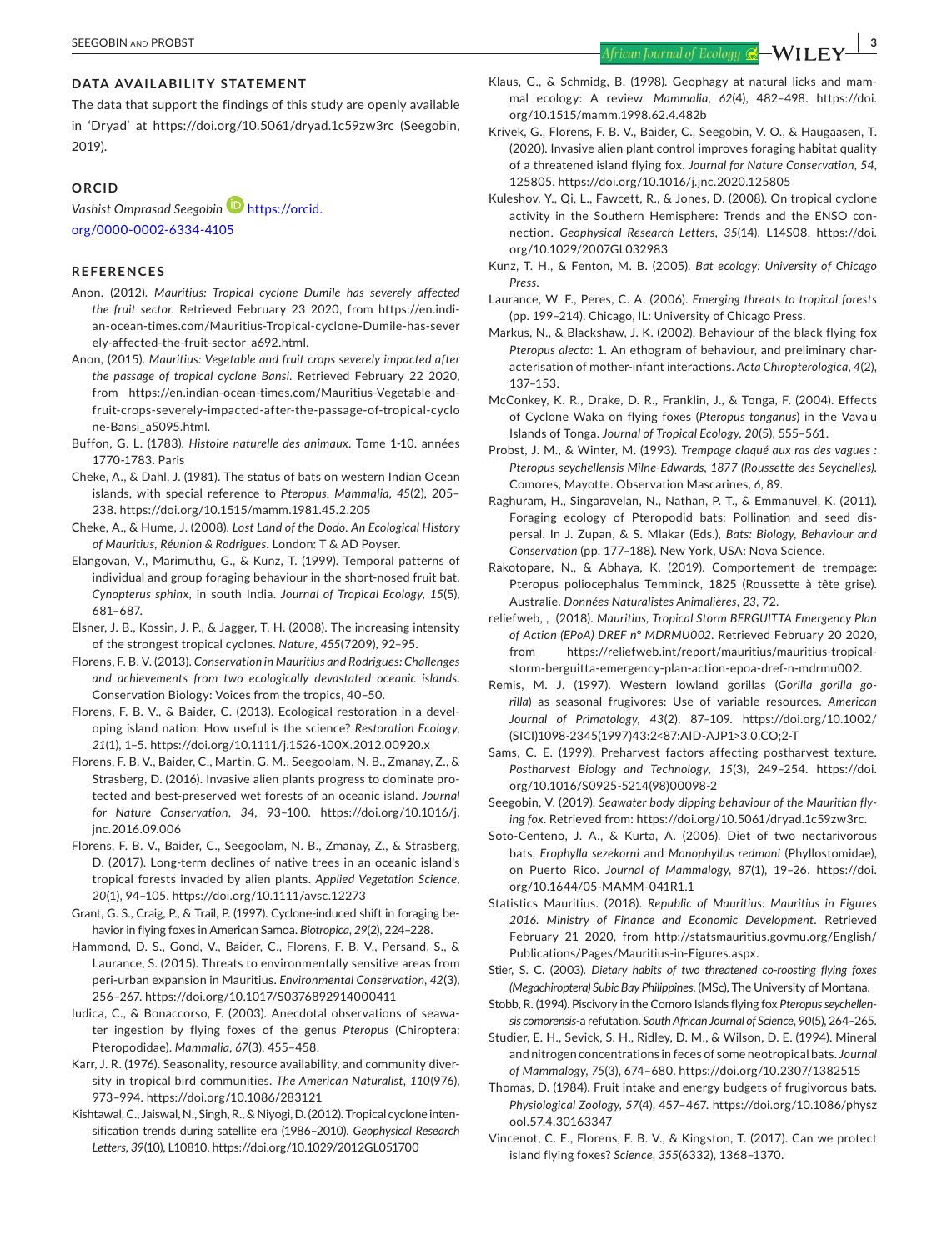## DATA AVAILABILITY STATEMENT

The data that support the findings of this study are openly available in 'Dryad' at https://doi.org/10.5061/dryad.1c59zw3rc (Seegobin, 2019).

## ORCID

*Vashist Omprasad Seegobin* https://orcid.org/0000-0002-6334-4105

## REFERENCES

Anon. (2012). *Mauritius: Tropical cyclone Dumile has severely affected the fruit sector*. Retrieved February 23 2020, from https://en.indian-ocean-times.com/Mauritius-Tropical-cyclone-Dumile-has-severely-affected-the-fruit-sector_a692.html.

Anon, (2015). *Mauritius: Vegetable and fruit crops severely impacted after the passage of tropical cyclone Bansi*. Retrieved February 22 2020, from https://en.indian-ocean-times.com/Mauritius-Vegetable-and-fruit-crops-severely-impacted-after-the-passage-of-tropical-cyclone-Bansi_a5095.html.

Buffon, G. L. (1783). *Histoire naturelle des animaux*. Tome 1-10. années 1770-1783. Paris

Cheke, A., & Dahl, J. (1981). The status of bats on western Indian Ocean islands, with special reference to *Pteropus*. *Mammalia*, *45*(2), 205–238. https://doi.org/10.1515/mamm.1981.45.2.205

Cheke, A., & Hume, J. (2008). *Lost Land of the Dodo. An Ecological History of Mauritius, Réunion & Rodrigues*. London: T & AD Poyser.

Elangovan, V., Marimuthu, G., & Kunz, T. (1999). Temporal patterns of individual and group foraging behaviour in the short-nosed fruit bat, *Cynopterus sphinx*, in south India. *Journal of Tropical Ecology*, *15*(5), 681–687.

Elsner, J. B., Kossin, J. P., & Jagger, T. H. (2008). The increasing intensity of the strongest tropical cyclones. *Nature*, *455*(7209), 92–95.

Florens, F. B. V. (2013). *Conservation in Mauritius and Rodrigues: Challenges and achievements from two ecologically devastated oceanic islands*. Conservation Biology: Voices from the tropics, 40–50.

Florens, F. B. V., & Baider, C. (2013). Ecological restoration in a developing island nation: How useful is the science? *Restoration Ecology*, *21*(1), 1–5. https://doi.org/10.1111/j.1526-100X.2012.00920.x

Florens, F. B. V., Baider, C., Martin, G. M., Seegoolam, N. B., Zmanay, Z., & Strasberg, D. (2016). Invasive alien plants progress to dominate protected and best-preserved wet forests of an oceanic island. *Journal for Nature Conservation*, *34*, 93–100. https://doi.org/10.1016/j.jnc.2016.09.006

Florens, F. B. V., Baider, C., Seegoolam, N. B., Zmanay, Z., & Strasberg, D. (2017). Long-term declines of native trees in an oceanic island's tropical forests invaded by alien plants. *Applied Vegetation Science*, *20*(1), 94–105. https://doi.org/10.1111/avsc.12273

Grant, G. S., Craig, P., & Trail, P. (1997). Cyclone-induced shift in foraging behavior in flying foxes in American Samoa. *Biotropica*, *29*(2), 224–228.

Hammond, D. S., Gond, V., Baider, C., Florens, F. B. V., Persand, S., & Laurance, S. (2015). Threats to environmentally sensitive areas from peri-urban expansion in Mauritius. *Environmental Conservation*, *42*(3), 256–267. https://doi.org/10.1017/S0376892914000411

Iudica, C., & Bonaccorso, F. (2003). Anecdotal observations of seawater ingestion by flying foxes of the genus *Pteropus* (Chiroptera: Pteropodidae). *Mammalia*, *67*(3), 455–458.

Karr, J. R. (1976). Seasonality, resource availability, and community diversity in tropical bird communities. *The American Naturalist*, *110*(976), 973–994. https://doi.org/10.1086/283121

Kishtawal, C., Jaiswal, N., Singh, R., & Niyogi, D. (2012). Tropical cyclone intensification trends during satellite era (1986–2010). *Geophysical Research Letters*, *39*(10), L10810. https://doi.org/10.1029/2012GL051700

Klaus, G., & Schmidg, B. (1998). Geophagy at natural licks and mammal ecology: A review. *Mammalia*, *62*(4), 482–498. https://doi.org/10.1515/mamm.1998.62.4.482b

Krivek, G., Florens, F. B. V., Baider, C., Seegobin, V. O., & Haugaasen, T. (2020). Invasive alien plant control improves foraging habitat quality of a threatened island flying fox. *Journal for Nature Conservation*, *54*, 125805. https://doi.org/10.1016/j.jnc.2020.125805

Kuleshov, Y., Qi, L., Fawcett, R., & Jones, D. (2008). On tropical cyclone activity in the Southern Hemisphere: Trends and the ENSO connection. *Geophysical Research Letters*, *35*(14), L14S08. https://doi.org/10.1029/2007GL032983

Kunz, T. H., & Fenton, M. B. (2005). *Bat ecology: University of Chicago Press*.

Laurance, W. F., Peres, C. A. (2006). *Emerging threats to tropical forests* (pp. 199–214). Chicago, IL: University of Chicago Press.

Markus, N., & Blackshaw, J. K. (2002). Behaviour of the black flying fox *Pteropus alecto*: 1. An ethogram of behaviour, and preliminary characterisation of mother-infant interactions. *Acta Chiropterologica*, *4*(2), 137–153.

McConkey, K. R., Drake, D. R., Franklin, J., & Tonga, F. (2004). Effects of Cyclone Waka on flying foxes (*Pteropus tonganus*) in the Vava'u Islands of Tonga. *Journal of Tropical Ecology*, *20*(5), 555–561.

Probst, J. M., & Winter, M. (1993). *Trempage claqué aux ras des vagues : Pteropus seychellensis Milne-Edwards, 1877 (Roussette des Seychelles)*. Comores, Mayotte. Observation Mascarines, *6*, 89.

Raghuram, H., Singaravelan, N., Nathan, P. T., & Emmanuvel, K. (2011). Foraging ecology of Pteropodid bats: Pollination and seed dispersal. In J. Zupan, & S. Mlakar (Eds.), *Bats: Biology, Behaviour and Conservation* (pp. 177–188). New York, USA: Nova Science.

Rakotopare, N., & Abhaya, K. (2019). Comportement de trempage: Pteropus poliocephalus Temminck, 1825 (Roussette à tête grise). Australie. *Données Naturalistes Animalières*, *23*, 72.

reliefweb, , (2018). *Mauritius, Tropical Storm BERGUITTA Emergency Plan of Action (EPoA) DREF n° MDRMU002*. Retrieved February 20 2020, from https://reliefweb.int/report/mauritius/mauritius-tropical-storm-berguitta-emergency-plan-action-epoa-dref-n-mdrmu002.

Remis, M. J. (1997). Western lowland gorillas (*Gorilla gorilla gorilla*) as seasonal frugivores: Use of variable resources. *American Journal of Primatology*, *43*(2), 87–109. https://doi.org/10.1002/(SICI)1098-2345(1997)43:2<87:AID-AJP1>3.0.CO;2-T

Sams, C. E. (1999). Preharvest factors affecting postharvest texture. *Postharvest Biology and Technology*, *15*(3), 249–254. https://doi.org/10.1016/S0925-5214(98)00098-2

Seegobin, V. (2019). *Seawater body dipping behaviour of the Mauritian flying fox*. Retrieved from: https://doi.org/10.5061/dryad.1c59zw3rc.

Soto-Centeno, J. A., & Kurta, A. (2006). Diet of two nectarivorous bats, *Erophylla sezekorni* and *Monophyllus redmani* (Phyllostomidae), on Puerto Rico. *Journal of Mammalogy*, *87*(1), 19–26. https://doi.org/10.1644/05-MAMM-041R1.1

Statistics Mauritius. (2018). *Republic of Mauritius: Mauritius in Figures 2016. Ministry of Finance and Economic Development*. Retrieved February 21 2020, from http://statsmauritius.govmu.org/English/Publications/Pages/Mauritius-in-Figures.aspx.

Stier, S. C. (2003). *Dietary habits of two threatened co-roosting flying foxes (Megachiroptera) Subic Bay Philippines*. (MSc), The University of Montana.

Stobb, R. (1994). Piscivory in the Comoro Islands flying fox *Pteropus seychellensis comorensis*-a refutation. *South African Journal of Science*, *90*(5), 264–265.

Studier, E. H., Sevick, S. H., Ridley, D. M., & Wilson, D. E. (1994). Mineral and nitrogen concentrations in feces of some neotropical bats. *Journal of Mammalogy*, *75*(3), 674–680. https://doi.org/10.2307/1382515

Thomas, D. (1984). Fruit intake and energy budgets of frugivorous bats. *Physiological Zoology*, *57*(4), 457–467. https://doi.org/10.1086/physzool.57.4.30163347

Vincenot, C. E., Florens, F. B. V., & Kingston, T. (2017). Can we protect island flying foxes? *Science*, *355*(6332), 1368–1370.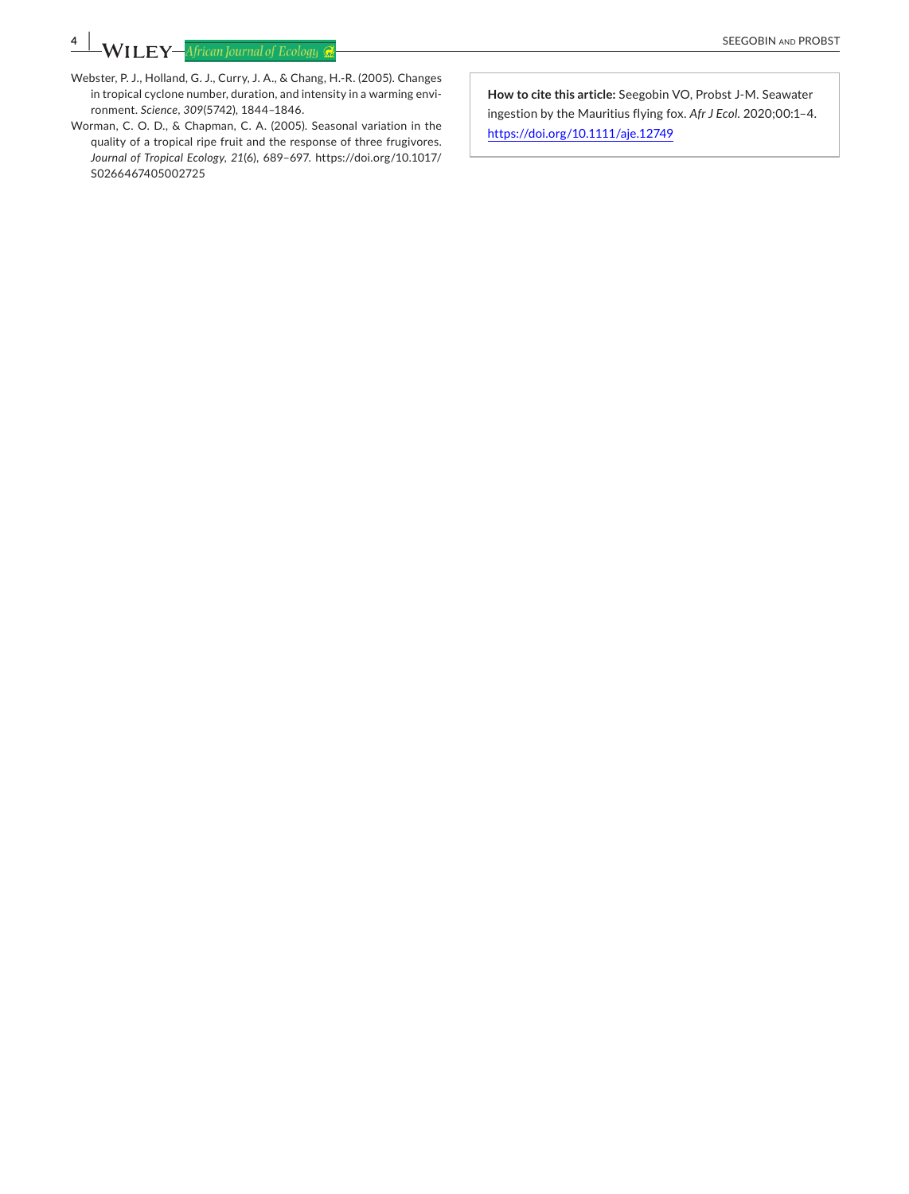Webster, P. J., Holland, G. J., Curry, J. A., & Chang, H.-R. (2005). Changes in tropical cyclone number, duration, and intensity in a warming environment. *Science*, *309*(5742), 1844–1846.

Worman, C. O. D., & Chapman, C. A. (2005). Seasonal variation in the quality of a tropical ripe fruit and the response of three frugivores. *Journal of Tropical Ecology*, *21*(6), 689–697. https://doi.org/10.1017/S0266467405002725

**How to cite this article:** Seegobin VO, Probst J-M. Seawater ingestion by the Mauritius flying fox. *Afr J Ecol.* 2020;00:1–4. https://doi.org/10.1111/aje.12749